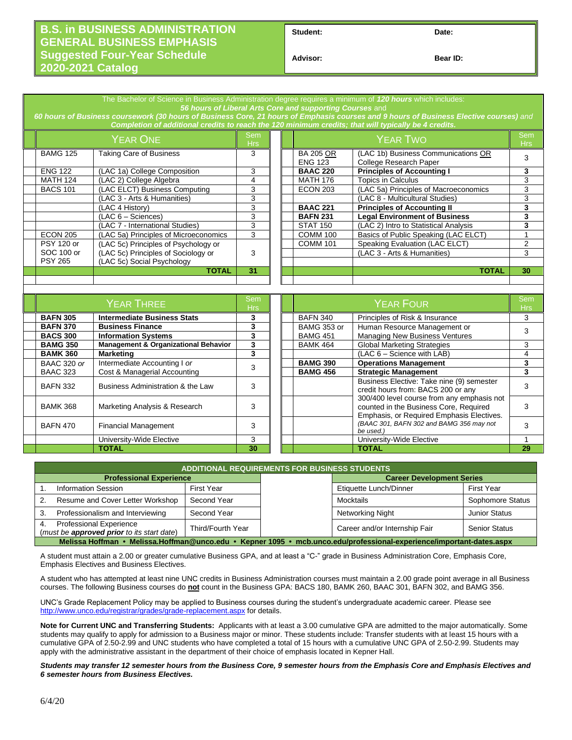# B.S. in BUSINESS ADMINISTRATION GENERAL BUSINESS EMPHASIS Suggested Four-Year Schedule 2020-2021 Catalog

| Student: | Date: |
|---|---|
| Advisor: | Bear ID: |

The Bachelor of Science in Business Administration degree requires a minimum of ***120 hours*** which includes:
***56 hours of Liberal Arts Core and supporting Courses*** and
***60 hours of Business coursework (30 hours of Business Core, 21 hours of Emphasis courses and 9 hours of Business Elective courses)*** and
***Completion of additional credits to reach the 120 minimum credits; that will typically be 4 credits.***

| YEAR ONE | | Sem Hrs |
|---|---|---|
| BAMG 125 | Taking Care of Business | 3 |
| ENG 122 | (LAC 1a) College Composition | 3 |
| MATH 124 | (LAC 2) College Algebra | 4 |
| BACS 101 | (LAC ELCT) Business Computing | 3 |
| | (LAC 3 - Arts & Humanities) | 3 |
| | (LAC 4 History) | 3 |
| | (LAC 6 – Sciences) | 3 |
| | (LAC 7 - International Studies) | 3 |
| ECON 205 | (LAC 5a) Principles of Microeconomics | 3 |
| PSY 120 or SOC 100 or PSY 265 | (LAC 5c) Principles of Psychology or (LAC 5c) Principles of Sociology or (LAC 5c) Social Psychology | 3 |
| | **TOTAL** | **31** |

| YEAR TWO | | Sem Hrs |
|---|---|---|
| BA 205 <u>OR</u> ENG 123 | (LAC 1b) Business Communications <u>OR</u> College Research Paper | 3 |
| **BAAC 220** | **Principles of Accounting I** | **3** |
| MATH 176 | Topics in Calculus | 3 |
| ECON 203 | (LAC 5a) Principles of Macroeconomics | 3 |
| | (LAC 8 - Multicultural Studies) | 3 |
| **BAAC 221** | **Principles of Accounting II** | **3** |
| **BAFN 231** | **Legal Environment of Business** | **3** |
| STAT 150 | (LAC 2) Intro to Statistical Analysis | 3 |
| COMM 100 | Basics of Public Speaking (LAC ELCT) | 1 |
| COMM 101 | Speaking Evaluation (LAC ELCT) | 2 |
| | (LAC 3 - Arts & Humanities) | 3 |
| | **TOTAL** | **30** |

| YEAR THREE | | Sem Hrs |
|---|---|---|
| **BAFN 305** | **Intermediate Business Stats** | **3** |
| **BAFN 370** | **Business Finance** | **3** |
| **BACS 300** | **Information Systems** | **3** |
| **BAMG 350** | **Management & Organizational Behavior** | **3** |
| **BAMK 360** | **Marketing** | **3** |
| BAAC 320 *or* BAAC 323 | Intermediate Accounting I *or* Cost & Managerial Accounting | 3 |
| BAFN 332 | Business Administration & the Law | 3 |
| BAMK 368 | Marketing Analysis & Research | 3 |
| BAFN 470 | Financial Management | 3 |
| | University-Wide Elective | 3 |
| | **TOTAL** | **30** |

| YEAR FOUR | | Sem Hrs |
|---|---|---|
| BAFN 340 | Principles of Risk & Insurance | 3 |
| BAMG 353 or BAMG 451 | Human Resource Management or Managing New Business Ventures | 3 |
| BAMK 464 | Global Marketing Strategies | 3 |
| | (LAC 6 – Science with LAB) | 4 |
| **BAMG 390** | **Operations Management** | **3** |
| **BAMG 456** | **Strategic Management** | **3** |
| | Business Elective: Take nine (9) semester credit hours from: BACS 200 or any 300/400 level course from any emphasis not counted in the Business Core, Required Emphasis, or Required Emphasis Electives. *(BAAC 301, BAFN 302 and BAMG 356 may not be used.)* | 3 |
| | | 3 |
| | | 3 |
| | University-Wide Elective | 1 |
| | **TOTAL** | **29** |

**ADDITIONAL REQUIREMENTS FOR BUSINESS STUDENTS**

| Professional Experience | | Career Development Series | |
|---|---|---|---|
| 1. Information Session | First Year | Etiquette Lunch/Dinner | First Year |
| 2. Resume and Cover Letter Workshop | Second Year | Mocktails | Sophomore Status |
| 3. Professionalism and Interviewing | Second Year | Networking Night | Junior Status |
| 4. Professional Experience (*must be **approved prior** to its start date*) | Third/Fourth Year | Career and/or Internship Fair | Senior Status |

**Melissa Hoffman • Melissa.Hoffman@unco.edu • Kepner 1095 • mcb.unco.edu/professional-experience/important-dates.aspx**

A student must attain a 2.00 or greater cumulative Business GPA, and at least a "C-" grade in Business Administration Core, Emphasis Core, Emphasis Electives and Business Electives.

A student who has attempted at least nine UNC credits in Business Administration courses must maintain a 2.00 grade point average in all Business courses. The following Business courses do **<u>not</u>** count in the Business GPA: BACS 180, BAMK 260, BAAC 301, BAFN 302, and BAMG 356.

UNC's Grade Replacement Policy may be applied to Business courses during the student's undergraduate academic career. Please see http://www.unco.edu/registrar/grades/grade-replacement.aspx for details.

**Note for Current UNC and Transferring Students:** Applicants with at least a 3.00 cumulative GPA are admitted to the major automatically. Some students may qualify to apply for admission to a Business major or minor. These students include: Transfer students with at least 15 hours with a cumulative GPA of 2.50-2.99 and UNC students who have completed a total of 15 hours with a cumulative UNC GPA of 2.50-2.99. Students may apply with the administrative assistant in the department of their choice of emphasis located in Kepner Hall.

***Students may transfer 12 semester hours from the Business Core, 9 semester hours from the Emphasis Core and Emphasis Electives and 6 semester hours from Business Electives.***

6/4/20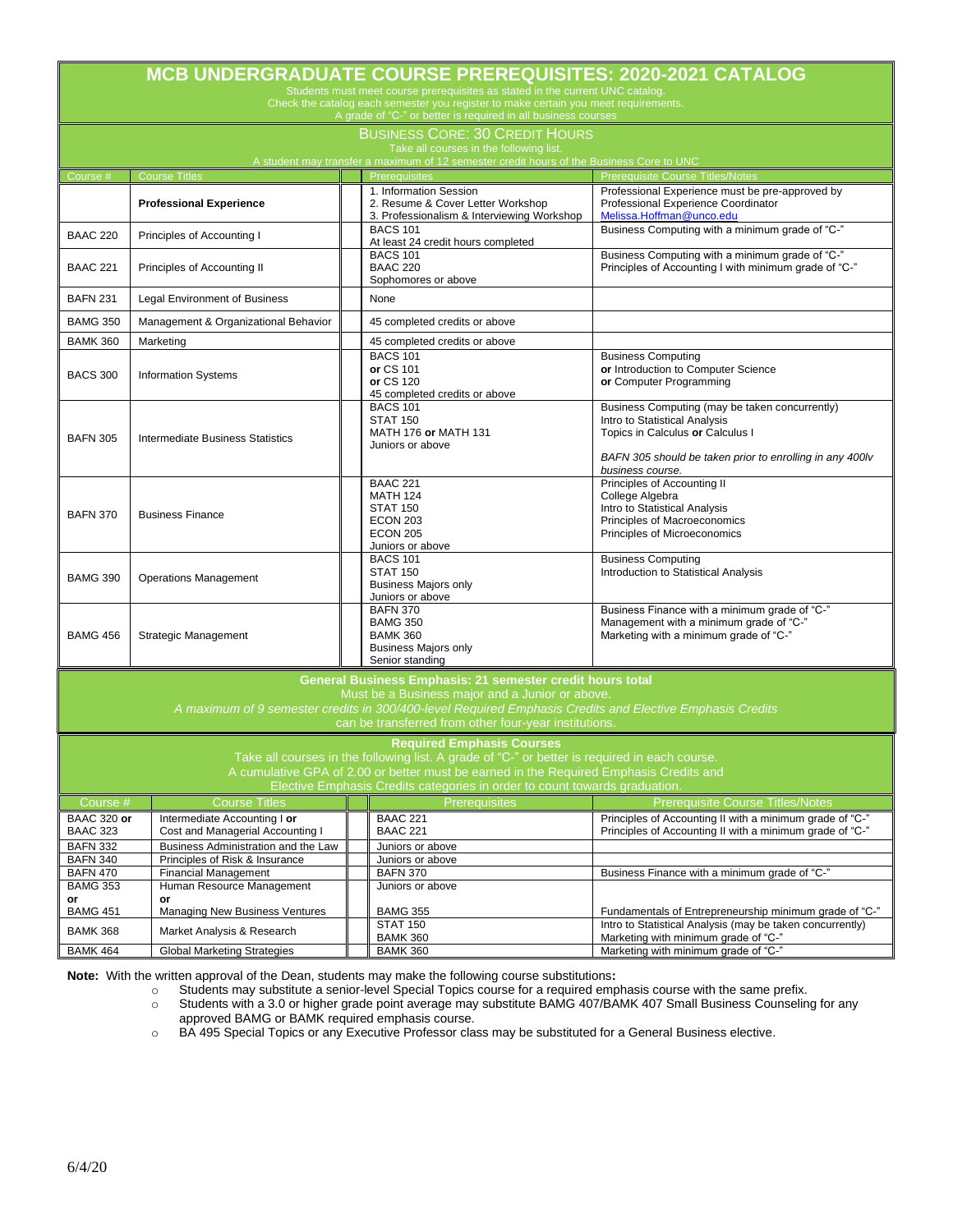# MCB UNDERGRADUATE COURSE PREREQUISITES: 2020-2021 CATALOG

Students must meet course prerequisites as stated in the current UNC catalog.
Check the catalog each semester you register to make certain you meet requirements.
A grade of "C-" or better is required in all business courses

## Business Core: 30 Credit Hours

Take all courses in the following list.
A student may transfer a maximum of 12 semester credit hours of the Business Core to UNC

| Course # | Course Titles | Prerequisites | Prerequisite Course Titles/Notes |
|---|---|---|---|
| | **Professional Experience** | 1. Information Session<br>2. Resume & Cover Letter Workshop<br>3. Professionalism & Interviewing Workshop | Professional Experience must be pre-approved by Professional Experience Coordinator<br>Melissa.Hoffman@unco.edu |
| BAAC 220 | Principles of Accounting I | BACS 101<br>At least 24 credit hours completed | Business Computing with a minimum grade of "C-" |
| BAAC 221 | Principles of Accounting II | BACS 101<br>BAAC 220<br>Sophomores or above | Business Computing with a minimum grade of "C-"<br>Principles of Accounting I with minimum grade of "C-" |
| BAFN 231 | Legal Environment of Business | None | |
| BAMG 350 | Management & Organizational Behavior | 45 completed credits or above | |
| BAMK 360 | Marketing | 45 completed credits or above | |
| BACS 300 | Information Systems | BACS 101<br>**or** CS 101<br>**or** CS 120<br>45 completed credits or above | Business Computing<br>**or** Introduction to Computer Science<br>**or** Computer Programming |
| BAFN 305 | Intermediate Business Statistics | BACS 101<br>STAT 150<br>MATH 176 **or** MATH 131<br>Juniors or above | Business Computing (may be taken concurrently)<br>Intro to Statistical Analysis<br>Topics in Calculus **or** Calculus I<br><br>*BAFN 305 should be taken prior to enrolling in any 400lv business course.* |
| BAFN 370 | Business Finance | BAAC 221<br>MATH 124<br>STAT 150<br>ECON 203<br>ECON 205<br>Juniors or above | Principles of Accounting II<br>College Algebra<br>Intro to Statistical Analysis<br>Principles of Macroeconomics<br>Principles of Microeconomics |
| BAMG 390 | Operations Management | BACS 101<br>STAT 150<br>Business Majors only<br>Juniors or above | Business Computing<br>Introduction to Statistical Analysis |
| BAMG 456 | Strategic Management | BAFN 370<br>BAMG 350<br>BAMK 360<br>Business Majors only<br>Senior standing | Business Finance with a minimum grade of "C-"<br>Management with a minimum grade of "C-"<br>Marketing with a minimum grade of "C-" |

## General Business Emphasis: 21 semester credit hours total

Must be a Business major and a Junior or above.
*A maximum of 9 semester credits in 300/400-level Required Emphasis Credits and Elective Emphasis Credits can be transferred from other four-year institutions.*

### Required Emphasis Courses

Take all courses in the following list. A grade of "C-" or better is required in each course.
A cumulative GPA of 2.00 or better must be earned in the Required Emphasis Credits and Elective Emphasis Credits categories in order to count towards graduation.

| Course # | Course Titles | Prerequisites | Prerequisite Course Titles/Notes |
|---|---|---|---|
| BAAC 320 **or**<br>BAAC 323 | Intermediate Accounting I **or**<br>Cost and Managerial Accounting I | BAAC 221<br>BAAC 221 | Principles of Accounting II with a minimum grade of "C-"<br>Principles of Accounting II with a minimum grade of "C-" |
| BAFN 332 | Business Administration and the Law | Juniors or above | |
| BAFN 340 | Principles of Risk & Insurance | Juniors or above | |
| BAFN 470 | Financial Management | BAFN 370 | Business Finance with a minimum grade of "C-" |
| BAMG 353<br>**or**<br>BAMG 451 | Human Resource Management<br>**or**<br>Managing New Business Ventures | Juniors or above<br><br>BAMG 355 | <br><br>Fundamentals of Entrepreneurship minimum grade of "C-" |
| BAMK 368 | Market Analysis & Research | STAT 150<br>BAMK 360 | Intro to Statistical Analysis (may be taken concurrently)<br>Marketing with minimum grade of "C-" |
| BAMK 464 | Global Marketing Strategies | BAMK 360 | Marketing with minimum grade of "C-" |

**Note:** With the written approval of the Dean, students may make the following course substitutions**:**

- Students may substitute a senior-level Special Topics course for a required emphasis course with the same prefix.
- Students with a 3.0 or higher grade point average may substitute BAMG 407/BAMK 407 Small Business Counseling for any approved BAMG or BAMK required emphasis course.
- BA 495 Special Topics or any Executive Professor class may be substituted for a General Business elective.

6/4/20